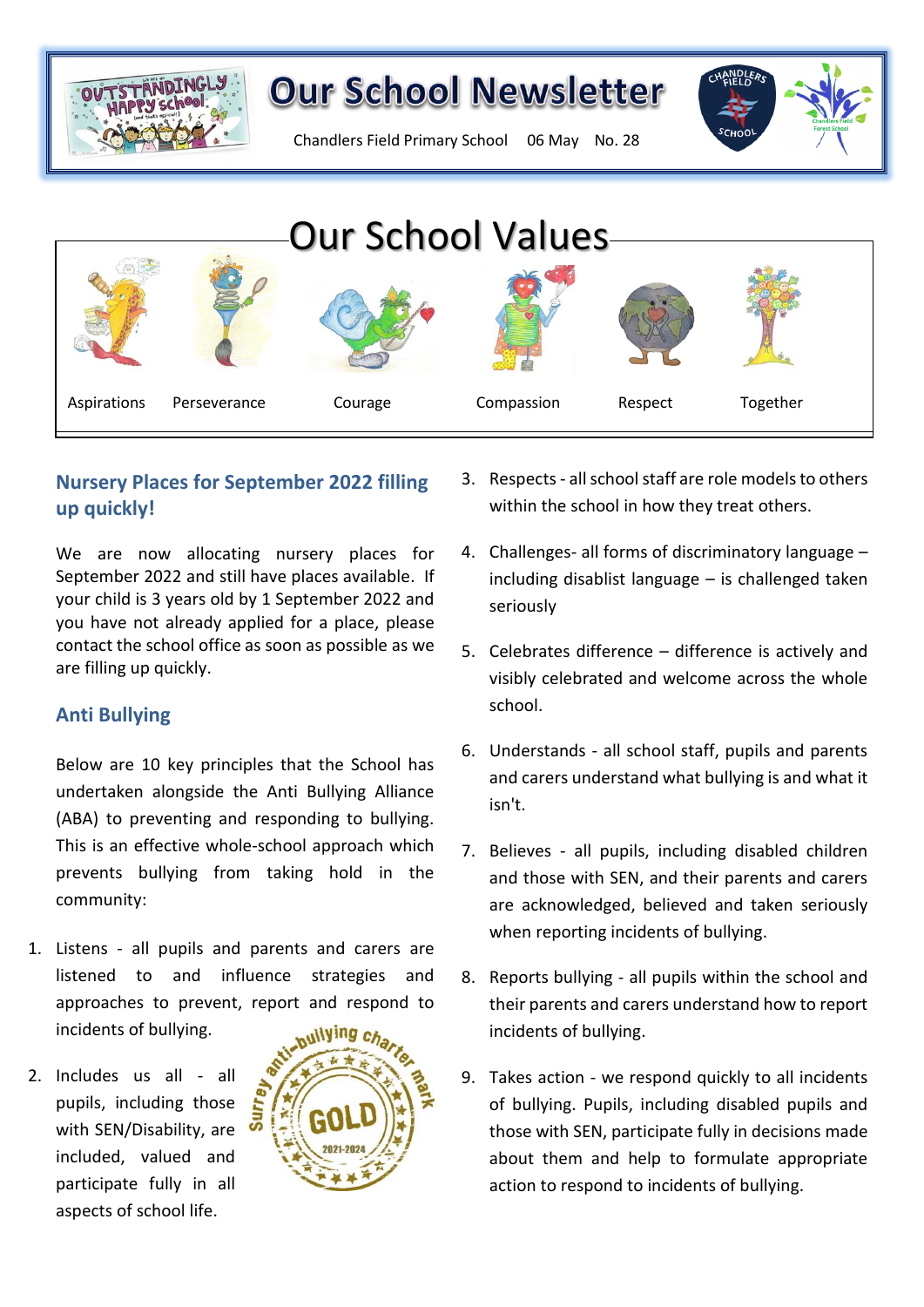# Our School Newsletter

Chandlers Field Primary School 06 May No. 28

## Our School Values

Aspirations Perseverance Courage Compassion Respect Together

### Nursery Places for September 2022 filling up quickly!

We are now allocating nursery places for September 2022 and still have places available. If your child is 3 years old by 1 September 2022 and you have not already applied for a place, please contact the school office as soon as possible as we are filling up quickly.

### Anti Bullying

Below are 10 key principles that the School has undertaken alongside the Anti Bullying Alliance (ABA) to preventing and responding to bullying. This is an effective whole-school approach which prevents bullying from taking hold in the community:

1. Listens - all pupils and parents and carers are listened to and influence strategies and approaches to prevent, report and respond to incidents of bullying.
2. Includes us all - all pupils, including those with SEN/Disability, are included, valued and participate fully in all aspects of school life.
3. Respects - all school staff are role models to others within the school in how they treat others.
4. Challenges- all forms of discriminatory language – including disablist language – is challenged taken seriously
5. Celebrates difference – difference is actively and visibly celebrated and welcome across the whole school.
6. Understands - all school staff, pupils and parents and carers understand what bullying is and what it isn't.
7. Believes - all pupils, including disabled children and those with SEN, and their parents and carers are acknowledged, believed and taken seriously when reporting incidents of bullying.
8. Reports bullying - all pupils within the school and their parents and carers understand how to report incidents of bullying.
9. Takes action - we respond quickly to all incidents of bullying. Pupils, including disabled pupils and those with SEN, participate fully in decisions made about them and help to formulate appropriate action to respond to incidents of bullying.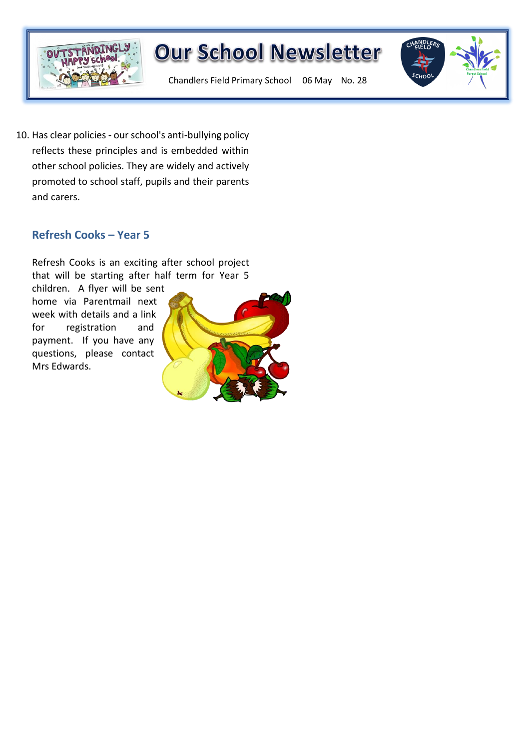10. Has clear policies - our school's anti-bullying policy reflects these principles and is embedded within other school policies. They are widely and actively promoted to school staff, pupils and their parents and carers.

## Refresh Cooks – Year 5

Refresh Cooks is an exciting after school project that will be starting after half term for Year 5 children. A flyer will be sent home via Parentmail next week with details and a link for registration and payment. If you have any questions, please contact Mrs Edwards.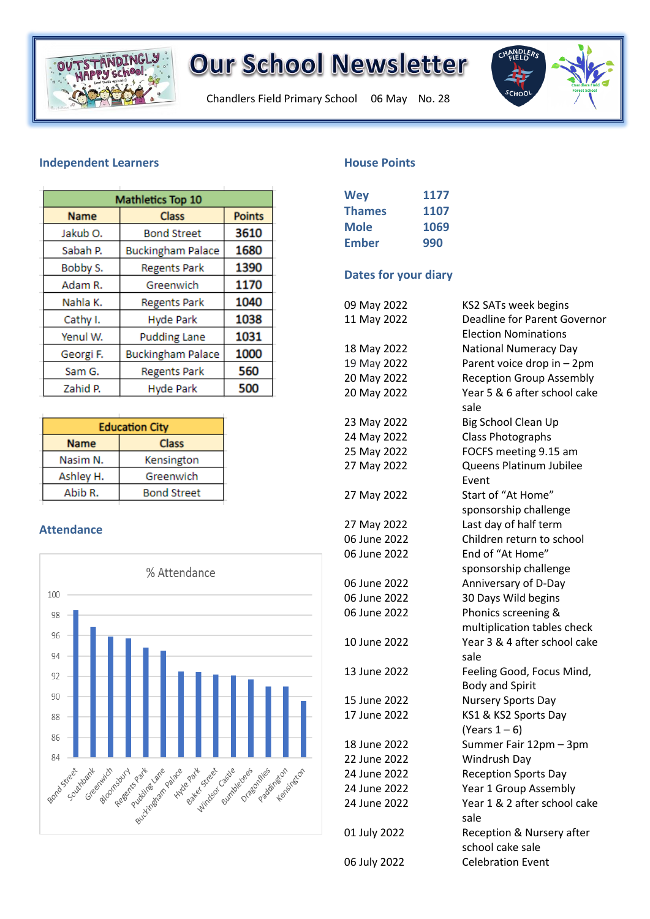# Our School Newsletter

Chandlers Field Primary School    06 May    No. 28

## Independent Learners

| Mathletics Top 10 | | |
|---|---|---|
| **Name** | **Class** | **Points** |
| Jakub O. | Bond Street | 3610 |
| Sabah P. | Buckingham Palace | 1680 |
| Bobby S. | Regents Park | 1390 |
| Adam R. | Greenwich | 1170 |
| Nahla K. | Regents Park | 1040 |
| Cathy I. | Hyde Park | 1038 |
| Yenul W. | Pudding Lane | 1031 |
| Georgi F. | Buckingham Palace | 1000 |
| Sam G. | Regents Park | 560 |
| Zahid P. | Hyde Park | 500 |

| Education City | |
|---|---|
| **Name** | **Class** |
| Nasim N. | Kensington |
| Ashley H. | Greenwich |
| Abib R. | Bond Street |

## Attendance

% Attendance

| Class | % Attendance (approx.) |
|---|---|
| Bond Street | 98.5 |
| Southbank | 96.9 |
| Greenwich | 95.9 |
| Bloomsbury | 95.7 |
| Regents Park | 94.8 |
| Pudding Lane | 94.5 |
| Buckingham Palace | 92.5 |
| Hyde Park | 92.4 |
| Baker Street | 92.2 |
| Windsor Castle | 92.1 |
| Bumblebees | 91.7 |
| Dragonflies | 91.0 |
| Paddington | 91.0 |
| Kensington | 89.6 |

## House Points

| House | Points |
|---|---|
| Wey | 1177 |
| Thames | 1107 |
| Mole | 1069 |
| Ember | 990 |

## Dates for your diary

| Date | Event |
|---|---|
| 09 May 2022 | KS2 SATs week begins |
| 11 May 2022 | Deadline for Parent Governor Election Nominations |
| 18 May 2022 | National Numeracy Day |
| 19 May 2022 | Parent voice drop in – 2pm |
| 20 May 2022 | Reception Group Assembly |
| 20 May 2022 | Year 5 & 6 after school cake sale |
| 23 May 2022 | Big School Clean Up |
| 24 May 2022 | Class Photographs |
| 25 May 2022 | FOCFS meeting 9.15 am |
| 27 May 2022 | Queens Platinum Jubilee Event |
| 27 May 2022 | Start of "At Home" sponsorship challenge |
| 27 May 2022 | Last day of half term |
| 06 June 2022 | Children return to school |
| 06 June 2022 | End of "At Home" sponsorship challenge |
| 06 June 2022 | Anniversary of D-Day |
| 06 June 2022 | 30 Days Wild begins |
| 06 June 2022 | Phonics screening & multiplication tables check |
| 10 June 2022 | Year 3 & 4 after school cake sale |
| 13 June 2022 | Feeling Good, Focus Mind, Body and Spirit |
| 15 June 2022 | Nursery Sports Day |
| 17 June 2022 | KS1 & KS2 Sports Day (Years 1 – 6) |
| 18 June 2022 | Summer Fair 12pm – 3pm |
| 22 June 2022 | Windrush Day |
| 24 June 2022 | Reception Sports Day |
| 24 June 2022 | Year 1 Group Assembly |
| 24 June 2022 | Year 1 & 2 after school cake sale |
| 01 July 2022 | Reception & Nursery after school cake sale |
| 06 July 2022 | Celebration Event |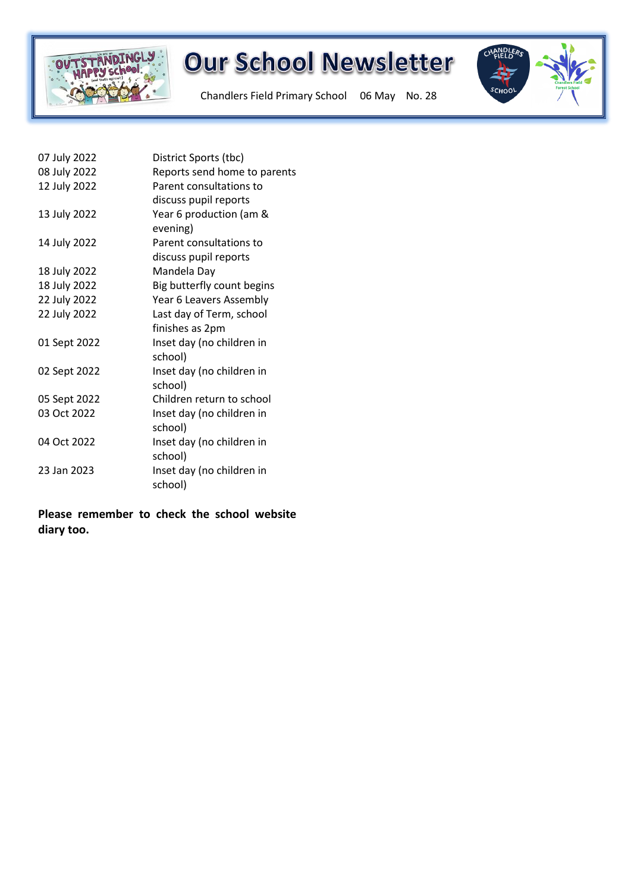| | |
|---|---|
| 07 July 2022 | District Sports (tbc) |
| 08 July 2022 | Reports send home to parents |
| 12 July 2022 | Parent consultations to discuss pupil reports |
| 13 July 2022 | Year 6 production (am & evening) |
| 14 July 2022 | Parent consultations to discuss pupil reports |
| 18 July 2022 | Mandela Day |
| 18 July 2022 | Big butterfly count begins |
| 22 July 2022 | Year 6 Leavers Assembly |
| 22 July 2022 | Last day of Term, school finishes as 2pm |
| 01 Sept 2022 | Inset day (no children in school) |
| 02 Sept 2022 | Inset day (no children in school) |
| 05 Sept 2022 | Children return to school |
| 03 Oct 2022 | Inset day (no children in school) |
| 04 Oct 2022 | Inset day (no children in school) |
| 23 Jan 2023 | Inset day (no children in school) |

**Please remember to check the school website diary too.**